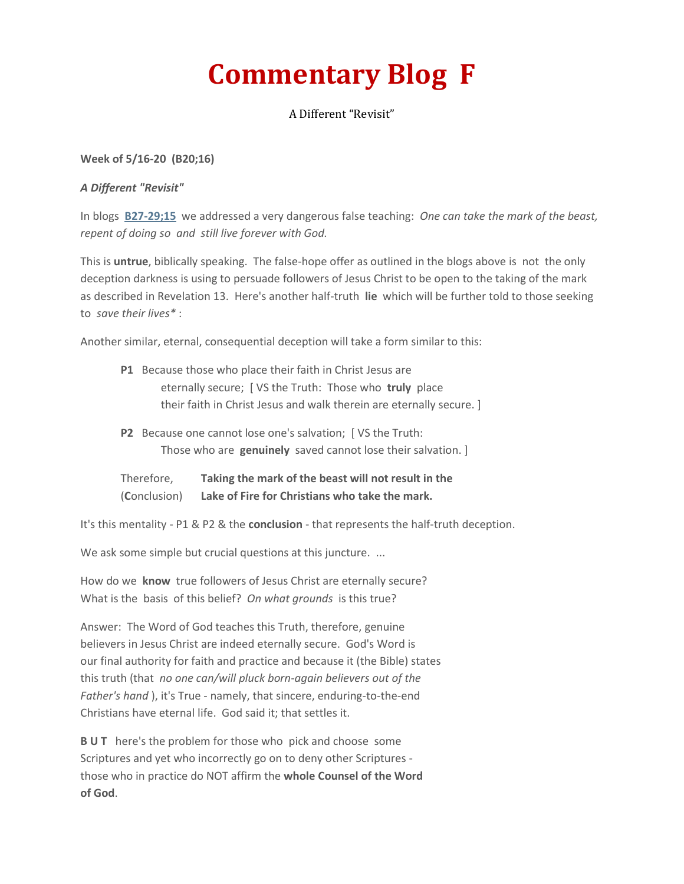# Commentary Blog F

A Different "Revisit"

**Week of 5/16-20 (B20;16)**

***A Different "Revisit"***

In blogs **B27-29;15** we addressed a very dangerous false teaching: *One can take the mark of the beast, repent of doing so and still live forever with God.*

This is **untrue**, biblically speaking. The false-hope offer as outlined in the blogs above is not the only deception darkness is using to persuade followers of Jesus Christ to be open to the taking of the mark as described in Revelation 13. Here's another half-truth **lie** which will be further told to those seeking to *save their lives** :

Another similar, eternal, consequential deception will take a form similar to this:

> **P1** Because those who place their faith in Christ Jesus are eternally secure; [ VS the Truth: Those who **truly** place their faith in Christ Jesus and walk therein are eternally secure. ]
>
> **P2** Because one cannot lose one's salvation; [ VS the Truth: Those who are **genuinely** saved cannot lose their salvation. ]
>
> Therefore, (**C**onclusion) **Taking the mark of the beast will not result in the Lake of Fire for Christians who take the mark.**

It's this mentality - P1 & P2 & the **conclusion** - that represents the half-truth deception.

We ask some simple but crucial questions at this juncture. ...

How do we **know** true followers of Jesus Christ are eternally secure? What is the basis of this belief? *On what grounds* is this true?

Answer: The Word of God teaches this Truth, therefore, genuine believers in Jesus Christ are indeed eternally secure. God's Word is our final authority for faith and practice and because it (the Bible) states this truth (that *no one can/will pluck born-again believers out of the Father's hand* ), it's True - namely, that sincere, enduring-to-the-end Christians have eternal life. God said it; that settles it.

**B U T** here's the problem for those who pick and choose some Scriptures and yet who incorrectly go on to deny other Scriptures - those who in practice do NOT affirm the **whole Counsel of the Word of God**.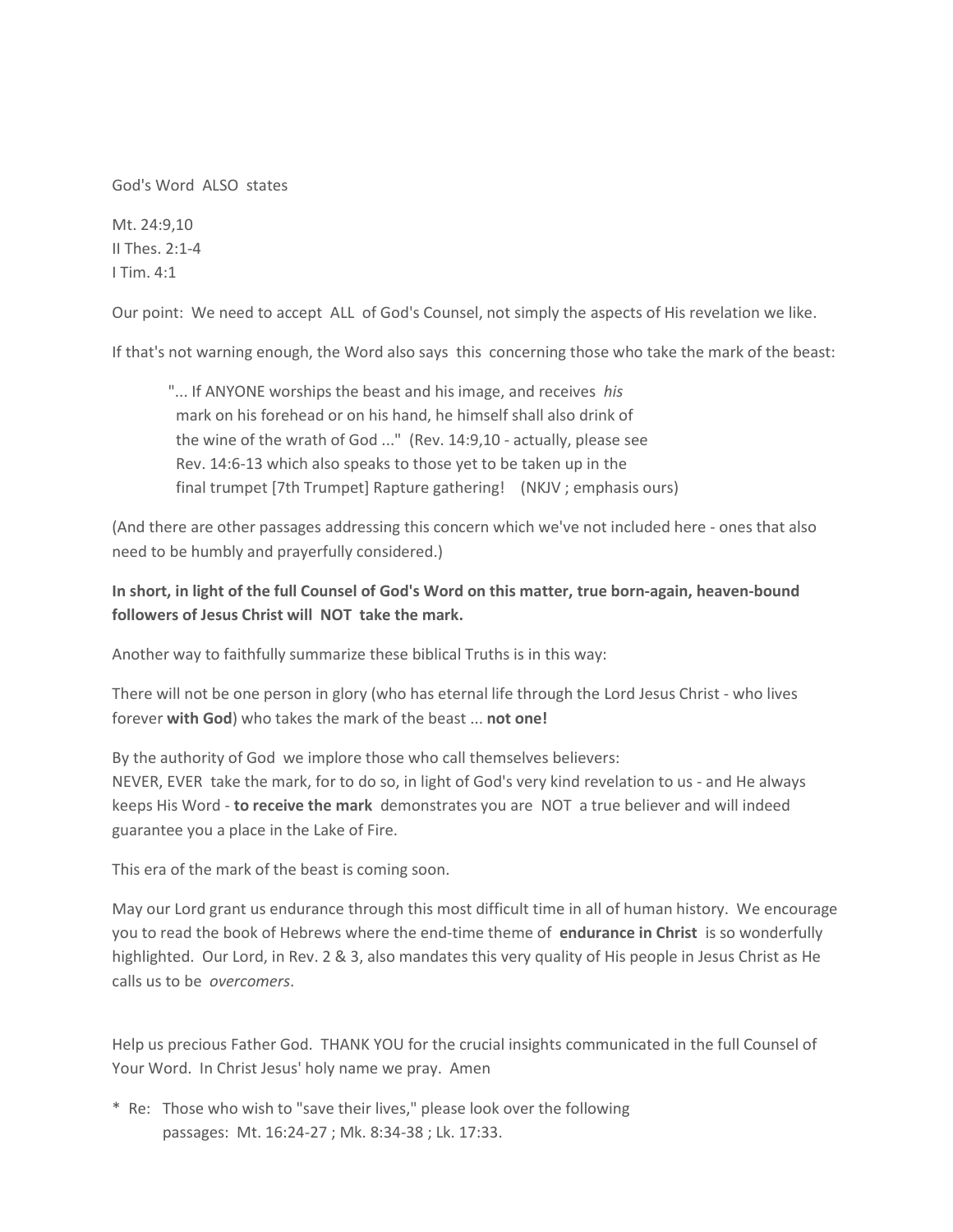God's Word ALSO states

Mt. 24:9,10
II Thes. 2:1-4
I Tim. 4:1

Our point: We need to accept ALL of God's Counsel, not simply the aspects of His revelation we like.

If that's not warning enough, the Word also says this concerning those who take the mark of the beast:

> "... If ANYONE worships the beast and his image, and receives *his* mark on his forehead or on his hand, he himself shall also drink of the wine of the wrath of God ..." (Rev. 14:9,10 - actually, please see Rev. 14:6-13 which also speaks to those yet to be taken up in the final trumpet [7th Trumpet] Rapture gathering! (NKJV ; emphasis ours)

(And there are other passages addressing this concern which we've not included here - ones that also need to be humbly and prayerfully considered.)

**In short, in light of the full Counsel of God's Word on this matter, true born-again, heaven-bound followers of Jesus Christ will NOT take the mark.**

Another way to faithfully summarize these biblical Truths is in this way:

There will not be one person in glory (who has eternal life through the Lord Jesus Christ - who lives forever **with God**) who takes the mark of the beast ... **not one!**

By the authority of God we implore those who call themselves believers:
NEVER, EVER take the mark, for to do so, in light of God's very kind revelation to us - and He always keeps His Word - **to receive the mark** demonstrates you are NOT a true believer and will indeed guarantee you a place in the Lake of Fire.

This era of the mark of the beast is coming soon.

May our Lord grant us endurance through this most difficult time in all of human history. We encourage you to read the book of Hebrews where the end-time theme of **endurance in Christ** is so wonderfully highlighted. Our Lord, in Rev. 2 & 3, also mandates this very quality of His people in Jesus Christ as He calls us to be *overcomers*.

Help us precious Father God. THANK YOU for the crucial insights communicated in the full Counsel of Your Word. In Christ Jesus' holy name we pray. Amen

\* Re: Those who wish to "save their lives," please look over the following passages: Mt. 16:24-27 ; Mk. 8:34-38 ; Lk. 17:33.